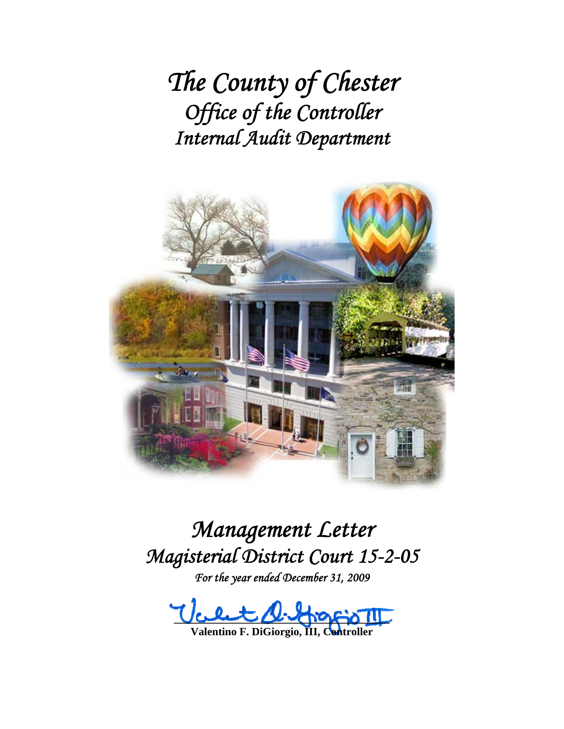# *The County of Chester*
## *Office of the Controller*
## *Internal Audit Department*

# *Management Letter*
## *Magisterial District Court 15-2-05*
*For the year ended December 31, 2009*

**Valentino F. DiGiorgio, III, Controller**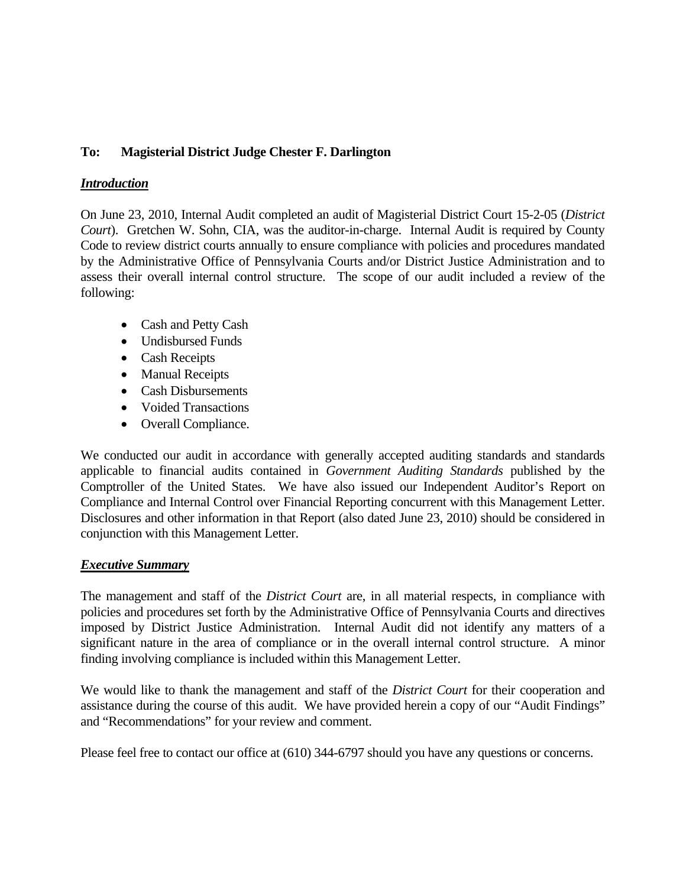**To: Magisterial District Judge Chester F. Darlington**

***Introduction***

On June 23, 2010, Internal Audit completed an audit of Magisterial District Court 15-2-05 (*District Court*). Gretchen W. Sohn, CIA, was the auditor-in-charge. Internal Audit is required by County Code to review district courts annually to ensure compliance with policies and procedures mandated by the Administrative Office of Pennsylvania Courts and/or District Justice Administration and to assess their overall internal control structure. The scope of our audit included a review of the following:

- Cash and Petty Cash
- Undisbursed Funds
- Cash Receipts
- Manual Receipts
- Cash Disbursements
- Voided Transactions
- Overall Compliance.

We conducted our audit in accordance with generally accepted auditing standards and standards applicable to financial audits contained in *Government Auditing Standards* published by the Comptroller of the United States. We have also issued our Independent Auditor's Report on Compliance and Internal Control over Financial Reporting concurrent with this Management Letter. Disclosures and other information in that Report (also dated June 23, 2010) should be considered in conjunction with this Management Letter.

***Executive Summary***

The management and staff of the *District Court* are, in all material respects, in compliance with policies and procedures set forth by the Administrative Office of Pennsylvania Courts and directives imposed by District Justice Administration. Internal Audit did not identify any matters of a significant nature in the area of compliance or in the overall internal control structure. A minor finding involving compliance is included within this Management Letter.

We would like to thank the management and staff of the *District Court* for their cooperation and assistance during the course of this audit. We have provided herein a copy of our "Audit Findings" and "Recommendations" for your review and comment.

Please feel free to contact our office at (610) 344-6797 should you have any questions or concerns.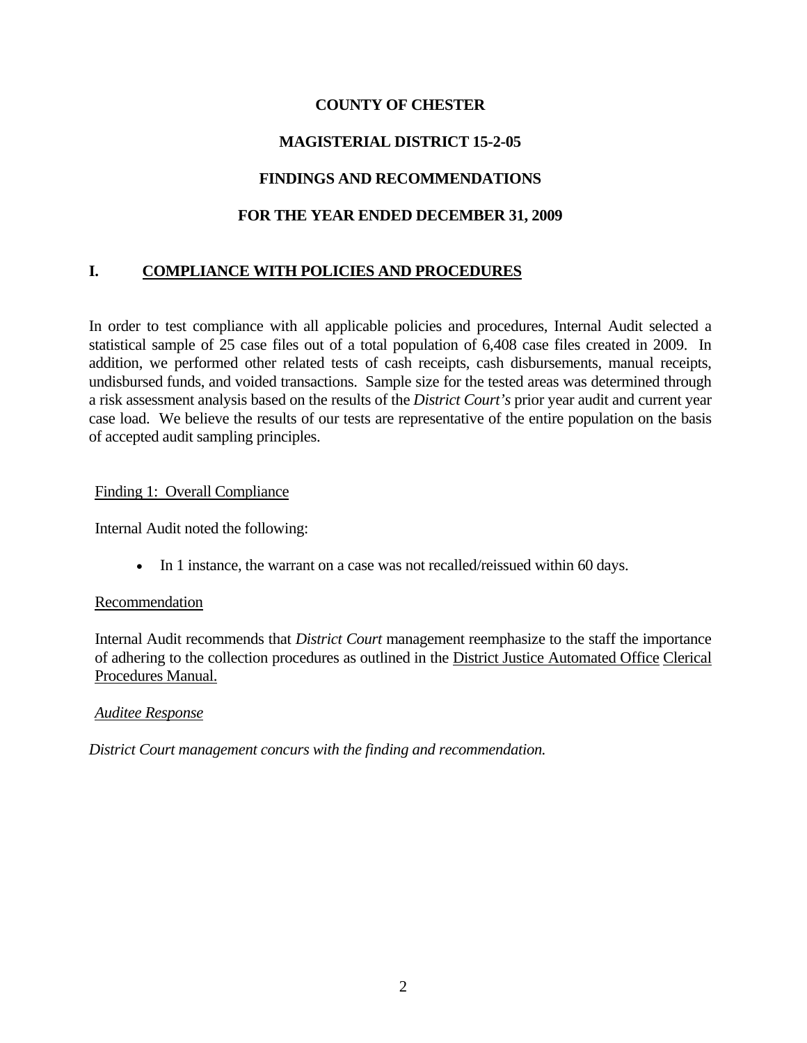**COUNTY OF CHESTER**

**MAGISTERIAL DISTRICT 15-2-05**

**FINDINGS AND RECOMMENDATIONS**

**FOR THE YEAR ENDED DECEMBER 31, 2009**

## I. COMPLIANCE WITH POLICIES AND PROCEDURES

In order to test compliance with all applicable policies and procedures, Internal Audit selected a statistical sample of 25 case files out of a total population of 6,408 case files created in 2009. In addition, we performed other related tests of cash receipts, cash disbursements, manual receipts, undisbursed funds, and voided transactions. Sample size for the tested areas was determined through a risk assessment analysis based on the results of the *District Court's* prior year audit and current year case load. We believe the results of our tests are representative of the entire population on the basis of accepted audit sampling principles.

Finding 1: Overall Compliance

Internal Audit noted the following:

- In 1 instance, the warrant on a case was not recalled/reissued within 60 days.

Recommendation

Internal Audit recommends that *District Court* management reemphasize to the staff the importance of adhering to the collection procedures as outlined in the District Justice Automated Office Clerical Procedures Manual.

*Auditee Response*

*District Court management concurs with the finding and recommendation.*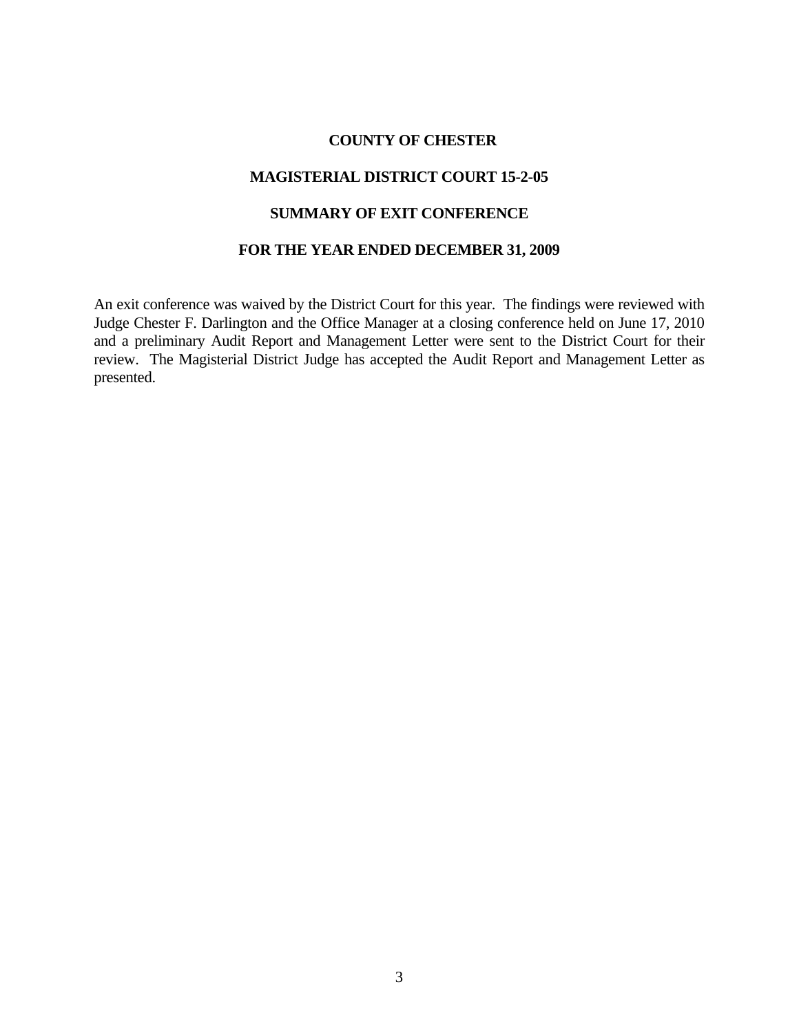**COUNTY OF CHESTER**

**MAGISTERIAL DISTRICT COURT 15-2-05**

**SUMMARY OF EXIT CONFERENCE**

**FOR THE YEAR ENDED DECEMBER 31, 2009**

An exit conference was waived by the District Court for this year. The findings were reviewed with Judge Chester F. Darlington and the Office Manager at a closing conference held on June 17, 2010 and a preliminary Audit Report and Management Letter were sent to the District Court for their review. The Magisterial District Judge has accepted the Audit Report and Management Letter as presented.